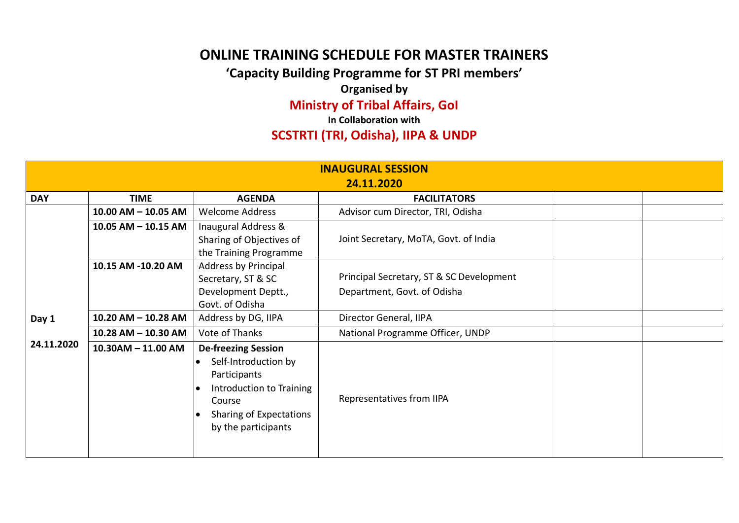# ONLINE TRAINING SCHEDULE FOR MASTER TRAINERS

## 'Capacity Building Programme for ST PRI members'

**Organised by**

## Ministry of Tribal Affairs, GoI

**In Collaboration with**

## SCSTRTI (TRI, Odisha), IIPA & UNDP

| **INAUGURAL SESSION 24.11.2020** | | | | | |
|---|---|---|---|---|---|
| **DAY** | **TIME** | **AGENDA** | **FACILITATORS** | | |
| **Day 1 24.11.2020** | **10.00 AM – 10.05 AM** | Welcome Address | Advisor cum Director, TRI, Odisha | | |
| | **10.05 AM – 10.15 AM** | Inaugural Address & Sharing of Objectives of the Training Programme | Joint Secretary, MoTA, Govt. of India | | |
| | **10.15 AM -10.20 AM** | Address by Principal Secretary, ST & SC Development Deptt., Govt. of Odisha | Principal Secretary, ST & SC Development Department, Govt. of Odisha | | |
| | **10.20 AM – 10.28 AM** | Address by DG, IIPA | Director General, IIPA | | |
| | **10.28 AM – 10.30 AM** | Vote of Thanks | National Programme Officer, UNDP | | |
| | **10.30AM – 11.00 AM** | **De-freezing Session** <br>• Self-Introduction by Participants <br>• Introduction to Training Course <br>• Sharing of Expectations by the participants | Representatives from IIPA | | |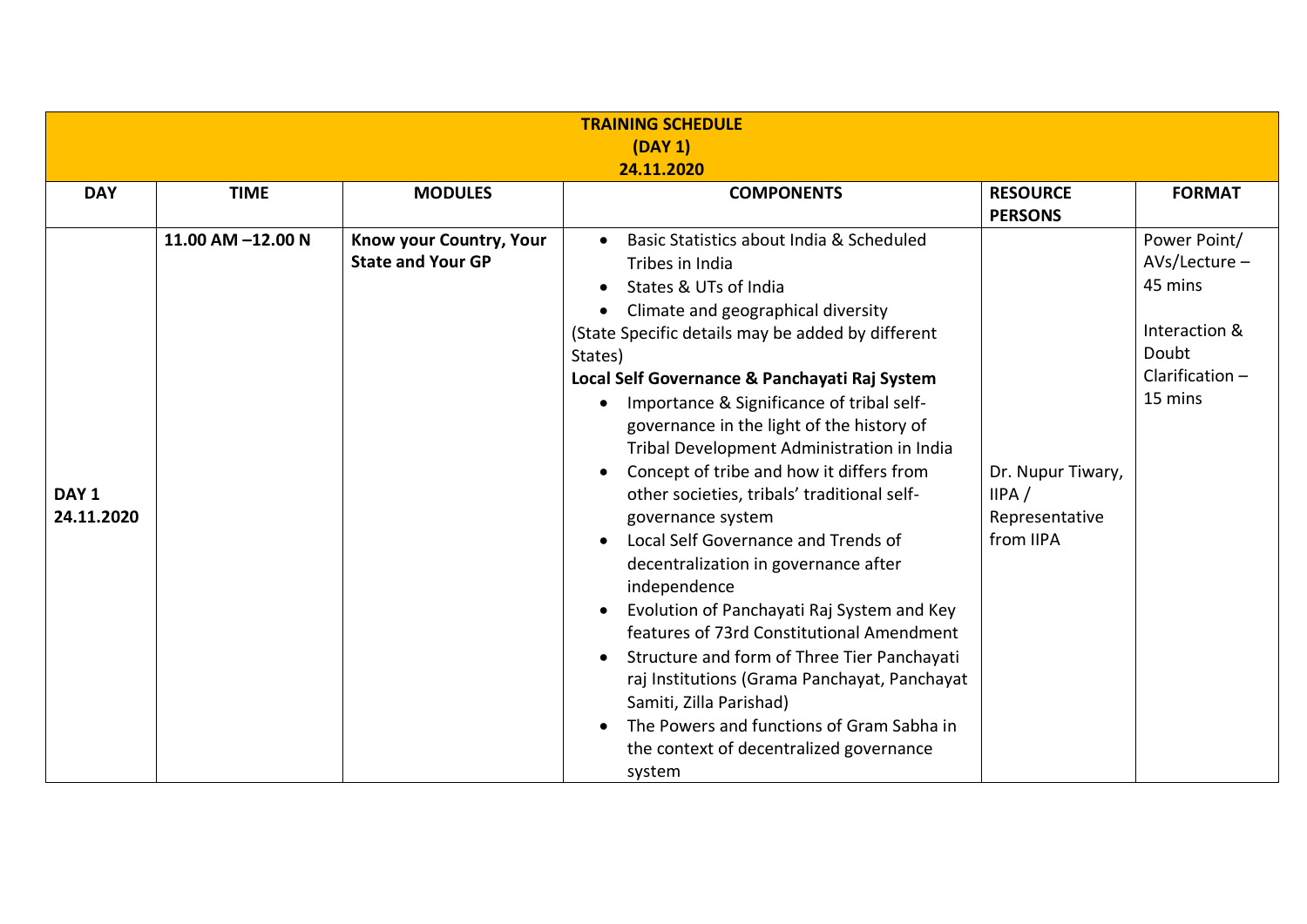| TRAINING SCHEDULE<br>(DAY 1)<br>24.11.2020 | | | | | |
|---|---|---|---|---|---|
| **DAY** | **TIME** | **MODULES** | **COMPONENTS** | **RESOURCE PERSONS** | **FORMAT** |
| **DAY 1<br>24.11.2020** | **11.00 AM –12.00 N** | **Know your Country, Your State and Your GP** | • Basic Statistics about India & Scheduled Tribes in India<br>• States & UTs of India<br>• Climate and geographical diversity<br>(State Specific details may be added by different States)<br>**Local Self Governance & Panchayati Raj System**<br>• Importance & Significance of tribal self-governance in the light of the history of Tribal Development Administration in India<br>• Concept of tribe and how it differs from other societies, tribals' traditional self-governance system<br>• Local Self Governance and Trends of decentralization in governance after independence<br>• Evolution of Panchayati Raj System and Key features of 73rd Constitutional Amendment<br>• Structure and form of Three Tier Panchayati raj Institutions (Grama Panchayat, Panchayat Samiti, Zilla Parishad)<br>• The Powers and functions of Gram Sabha in the context of decentralized governance system | Dr. Nupur Tiwary, IIPA / Representative from IIPA | Power Point/ AVs/Lecture – 45 mins<br><br>Interaction & Doubt Clarification – 15 mins |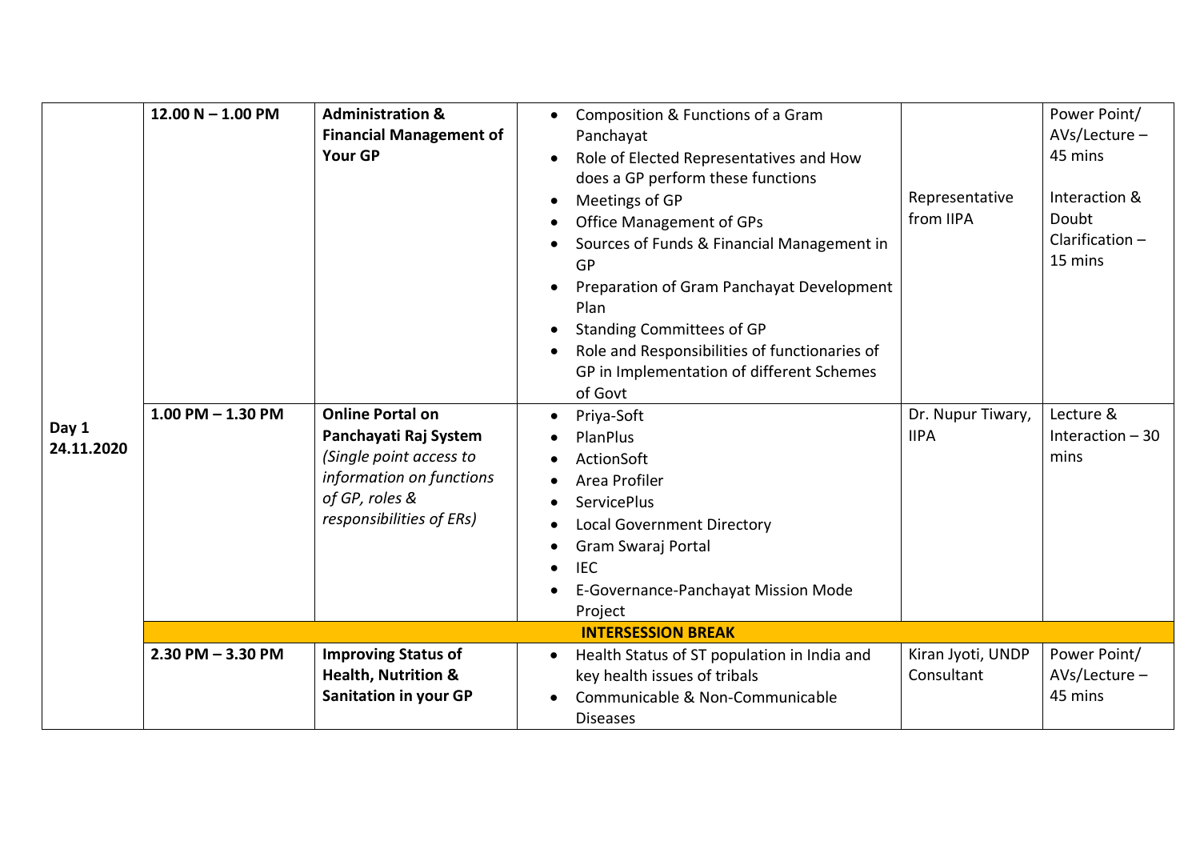| | | | | | |
|---|---|---|---|---|---|
| Day 1 24.11.2020 | 12.00 N – 1.00 PM | **Administration & Financial Management of Your GP** | • Composition & Functions of a Gram Panchayat<br>• Role of Elected Representatives and How does a GP perform these functions<br>• Meetings of GP<br>• Office Management of GPs<br>• Sources of Funds & Financial Management in GP<br>• Preparation of Gram Panchayat Development Plan<br>• Standing Committees of GP<br>• Role and Responsibilities of functionaries of GP in Implementation of different Schemes of Govt | Representative from IIPA | Power Point/ AVs/Lecture – 45 mins<br><br>Interaction & Doubt Clarification – 15 mins |
| | 1.00 PM – 1.30 PM | **Online Portal on Panchayati Raj System** *(Single point access to information on functions of GP, roles & responsibilities of ERs)* | • Priya-Soft<br>• PlanPlus<br>• ActionSoft<br>• Area Profiler<br>• ServicePlus<br>• Local Government Directory<br>• Gram Swaraj Portal<br>• IEC<br>• E-Governance-Panchayat Mission Mode Project | Dr. Nupur Tiwary, IIPA | Lecture & Interaction – 30 mins |
| | **INTERSESSION BREAK** | | | | |
| | 2.30 PM – 3.30 PM | **Improving Status of Health, Nutrition & Sanitation in your GP** | • Health Status of ST population in India and key health issues of tribals<br>• Communicable & Non-Communicable Diseases | Kiran Jyoti, UNDP Consultant | Power Point/ AVs/Lecture – 45 mins |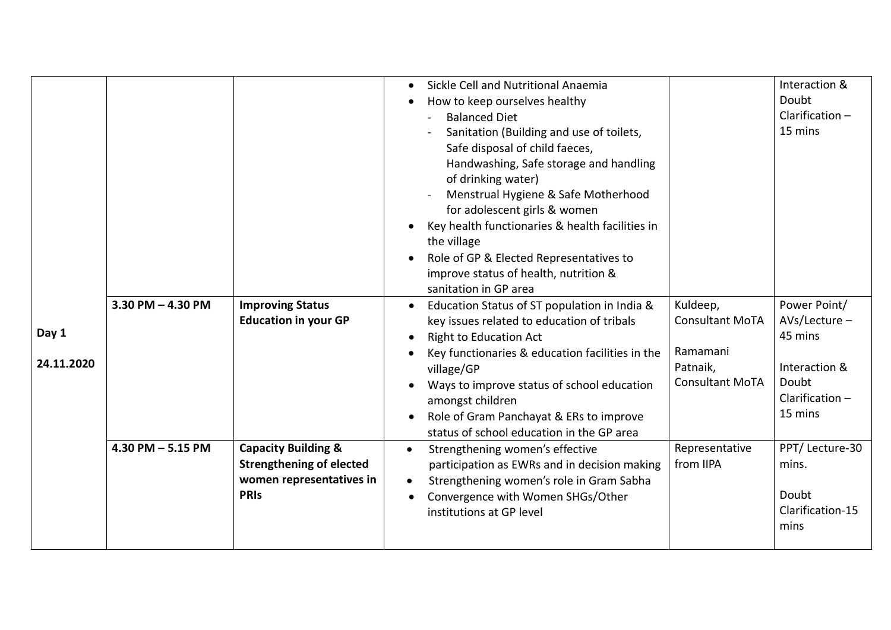| | | | | | |
|---|---|---|---|---|---|
| | | | • Sickle Cell and Nutritional Anaemia<br>• How to keep ourselves healthy<br>- Balanced Diet<br>- Sanitation (Building and use of toilets, Safe disposal of child faeces, Handwashing, Safe storage and handling of drinking water)<br>- Menstrual Hygiene & Safe Motherhood for adolescent girls & women<br>• Key health functionaries & health facilities in the village<br>• Role of GP & Elected Representatives to improve status of health, nutrition & sanitation in GP area | | Interaction & Doubt Clarification – 15 mins |
| **Day 1**<br><br>**24.11.2020** | **3.30 PM – 4.30 PM** | **Improving Status Education in your GP** | • Education Status of ST population in India & key issues related to education of tribals<br>• Right to Education Act<br>• Key functionaries & education facilities in the village/GP<br>• Ways to improve status of school education amongst children<br>• Role of Gram Panchayat & ERs to improve status of school education in the GP area | Kuldeep, Consultant MoTA<br><br>Ramamani Patnaik, Consultant MoTA | Power Point/ AVs/Lecture – 45 mins<br><br>Interaction & Doubt Clarification – 15 mins |
| | **4.30 PM – 5.15 PM** | **Capacity Building & Strengthening of elected women representatives in PRIs** | • Strengthening women's effective participation as EWRs and in decision making<br>• Strengthening women's role in Gram Sabha<br>• Convergence with Women SHGs/Other institutions at GP level | Representative from IIPA | PPT/ Lecture-30 mins.<br><br>Doubt Clarification-15 mins |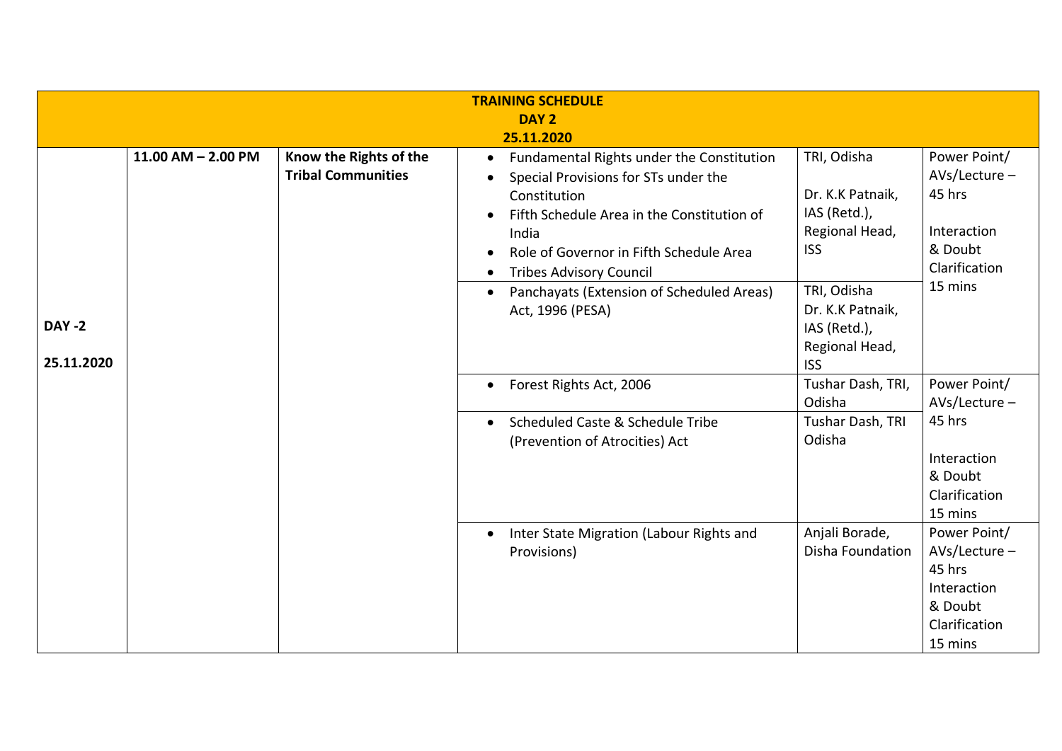| TRAINING SCHEDULE<br>DAY 2<br>25.11.2020 | | | | | |
|---|---|---|---|---|---|
| **DAY -2**<br><br>**25.11.2020** | **11.00 AM – 2.00 PM** | **Know the Rights of the Tribal Communities** | • Fundamental Rights under the Constitution<br>• Special Provisions for STs under the Constitution<br>• Fifth Schedule Area in the Constitution of India<br>• Role of Governor in Fifth Schedule Area<br>• Tribes Advisory Council | TRI, Odisha<br><br>Dr. K.K Patnaik, IAS (Retd.), Regional Head, ISS | Power Point/ AVs/Lecture – 45 hrs<br><br>Interaction & Doubt Clarification 15 mins |
| | | | • Panchayats (Extension of Scheduled Areas) Act, 1996 (PESA) | TRI, Odisha<br>Dr. K.K Patnaik, IAS (Retd.), Regional Head, ISS | |
| | | | • Forest Rights Act, 2006 | Tushar Dash, TRI, Odisha | Power Point/ AVs/Lecture – 45 hrs<br><br>Interaction & Doubt Clarification 15 mins |
| | | | • Scheduled Caste & Schedule Tribe (Prevention of Atrocities) Act | Tushar Dash, TRI Odisha | |
| | | | • Inter State Migration (Labour Rights and Provisions) | Anjali Borade, Disha Foundation | Power Point/ AVs/Lecture – 45 hrs<br>Interaction & Doubt Clarification 15 mins |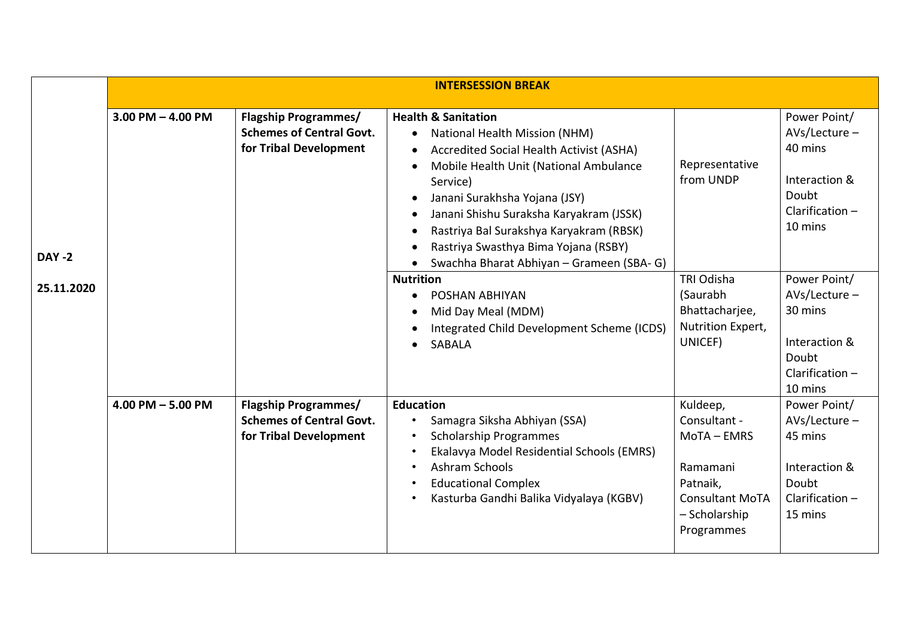| | | | | | |
|---|---|---|---|---|---|
| | **INTERSESSION BREAK** | | | | |
| **DAY -2**<br><br>**25.11.2020** | **3.00 PM – 4.00 PM** | **Flagship Programmes/ Schemes of Central Govt. for Tribal Development** | **Health & Sanitation**<br>• National Health Mission (NHM)<br>• Accredited Social Health Activist (ASHA)<br>• Mobile Health Unit (National Ambulance Service)<br>• Janani Surakhsha Yojana (JSY)<br>• Janani Shishu Suraksha Karyakram (JSSK)<br>• Rastriya Bal Surakshya Karyakram (RBSK)<br>• Rastriya Swasthya Bima Yojana (RSBY)<br>• Swachha Bharat Abhiyan – Grameen (SBA- G) | Representative from UNDP | Power Point/ AVs/Lecture – 40 mins<br><br>Interaction & Doubt Clarification – 10 mins |
| | | | **Nutrition**<br>• POSHAN ABHIYAN<br>• Mid Day Meal (MDM)<br>• Integrated Child Development Scheme (ICDS)<br>• SABALA | TRI Odisha (Saurabh Bhattacharjee, Nutrition Expert, UNICEF) | Power Point/ AVs/Lecture – 30 mins<br><br>Interaction & Doubt Clarification – 10 mins |
| | **4.00 PM – 5.00 PM** | **Flagship Programmes/ Schemes of Central Govt. for Tribal Development** | **Education**<br>• Samagra Siksha Abhiyan (SSA)<br>• Scholarship Programmes<br>• Ekalavya Model Residential Schools (EMRS)<br>• Ashram Schools<br>• Educational Complex<br>• Kasturba Gandhi Balika Vidyalaya (KGBV) | Kuldeep, Consultant - MoTA – EMRS<br><br>Ramamani Patnaik, Consultant MoTA – Scholarship Programmes | Power Point/ AVs/Lecture – 45 mins<br><br>Interaction & Doubt Clarification – 15 mins |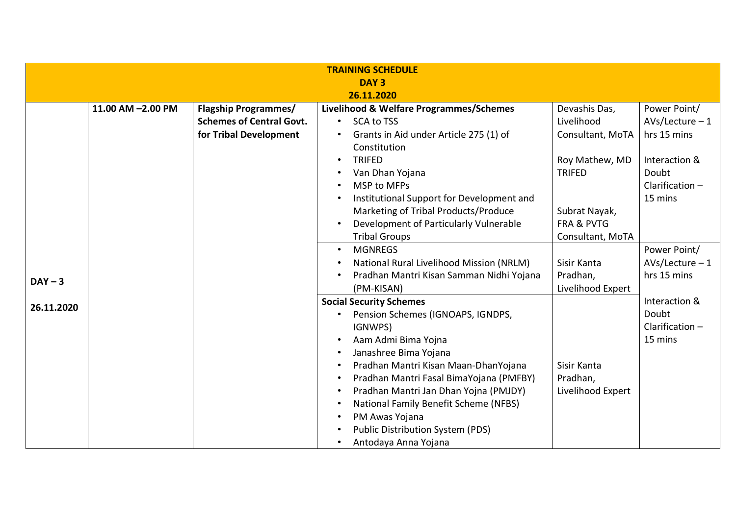**TRAINING SCHEDULE**

**DAY 3**

**26.11.2020**

| | | | | | |
|---|---|---|---|---|---|
| **DAY – 3**<br><br>**26.11.2020** | **11.00 AM –2.00 PM** | **Flagship Programmes/ Schemes of Central Govt. for Tribal Development** | **Livelihood & Welfare Programmes/Schemes**<br>• SCA to TSS<br>• Grants in Aid under Article 275 (1) of Constitution<br>• TRIFED<br>• Van Dhan Yojana<br>• MSP to MFPs<br>• Institutional Support for Development and Marketing of Tribal Products/Produce<br>• Development of Particularly Vulnerable Tribal Groups | Devashis Das, Livelihood Consultant, MoTA<br><br>Roy Mathew, MD TRIFED<br><br>Subrat Nayak, FRA & PVTG Consultant, MoTA | Power Point/ AVs/Lecture – 1 hrs 15 mins<br><br>Interaction & Doubt Clarification – 15 mins |
| | | | • MGNREGS<br>• National Rural Livelihood Mission (NRLM)<br>• Pradhan Mantri Kisan Samman Nidhi Yojana (PM-KISAN) | Sisir Kanta Pradhan, Livelihood Expert | Power Point/ AVs/Lecture – 1 hrs 15 mins<br><br>Interaction & Doubt Clarification – 15 mins |
| | | | **Social Security Schemes**<br>• Pension Schemes (IGNOAPS, IGNDPS, IGNWPS)<br>• Aam Admi Bima Yojna<br>• Janashree Bima Yojana<br>• Pradhan Mantri Kisan Maan-DhanYojana<br>• Pradhan Mantri Fasal BimaYojana (PMFBY)<br>• Pradhan Mantri Jan Dhan Yojna (PMJDY)<br>• National Family Benefit Scheme (NFBS)<br>• PM Awas Yojana<br>• Public Distribution System (PDS)<br>• Antodaya Anna Yojana | Sisir Kanta Pradhan, Livelihood Expert | |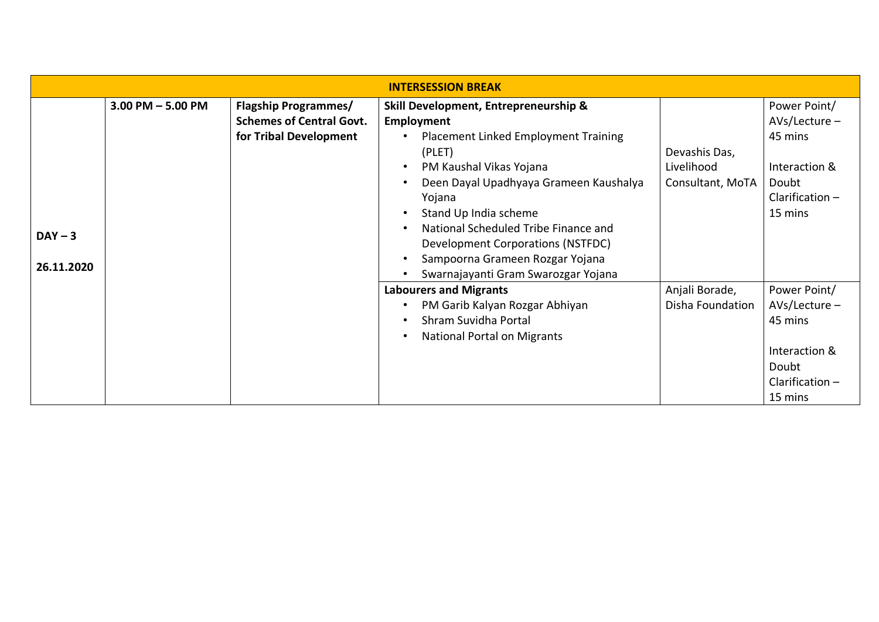| | | | | | |
|---|---|---|---|---|---|
| **INTERSESSION BREAK** | | | | | |
| **DAY – 3**<br><br>**26.11.2020** | **3.00 PM – 5.00 PM** | **Flagship Programmes/ Schemes of Central Govt. for Tribal Development** | **Skill Development, Entrepreneurship & Employment**<br>• Placement Linked Employment Training (PLET)<br>• PM Kaushal Vikas Yojana<br>• Deen Dayal Upadhyaya Grameen Kaushalya Yojana<br>• Stand Up India scheme<br>• National Scheduled Tribe Finance and Development Corporations (NSTFDC)<br>• Sampoorna Grameen Rozgar Yojana<br>• Swarnajayanti Gram Swarozgar Yojana | Devashis Das, Livelihood Consultant, MoTA | Power Point/ AVs/Lecture – 45 mins<br><br>Interaction & Doubt Clarification – 15 mins |
| | | | **Labourers and Migrants**<br>• PM Garib Kalyan Rozgar Abhiyan<br>• Shram Suvidha Portal<br>• National Portal on Migrants | Anjali Borade, Disha Foundation | Power Point/ AVs/Lecture – 45 mins<br><br>Interaction & Doubt Clarification – 15 mins |